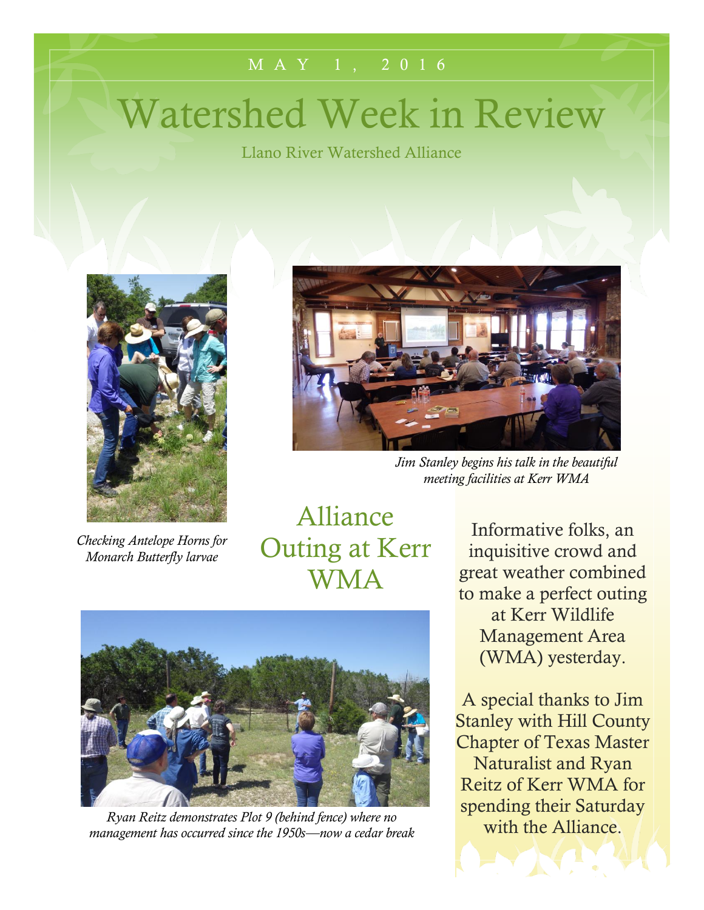MAY 1, 2016

# Watershed Week in Review

Llano River Watershed Alliance

*Jim Stanley begins his talk in the beautiful meeting facilities at Kerr WMA*

*Checking Antelope Horns for Monarch Butterfly larvae*

## Alliance Outing at Kerr WMA

Informative folks, an inquisitive crowd and great weather combined to make a perfect outing at Kerr Wildlife Management Area (WMA) yesterday.

A special thanks to Jim Stanley with Hill County Chapter of Texas Master Naturalist and Ryan Reitz of Kerr WMA for spending their Saturday with the Alliance.

*Ryan Reitz demonstrates Plot 9 (behind fence) where no management has occurred since the 1950s—now a cedar break*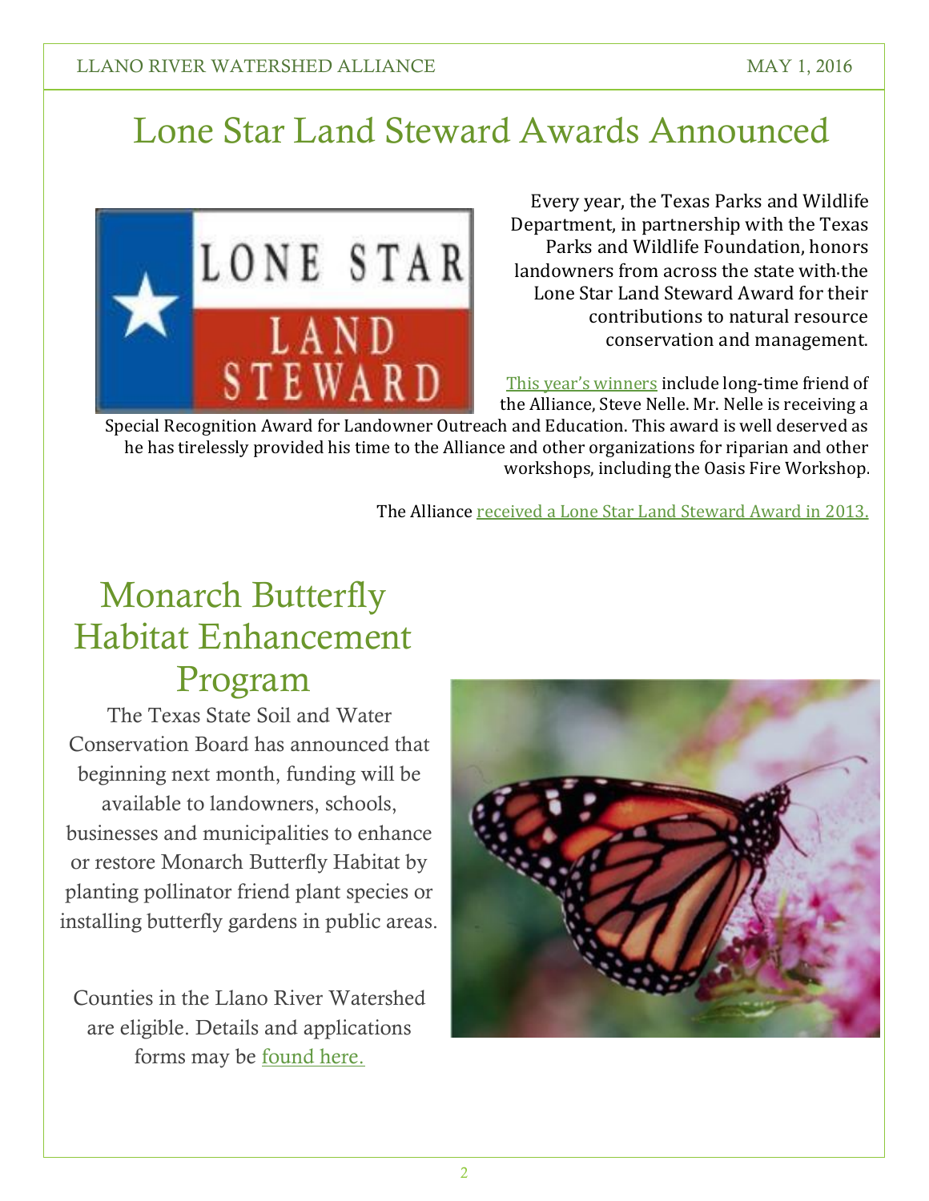# Lone Star Land Steward Awards Announced

Every year, the Texas Parks and Wildlife Department, in partnership with the Texas Parks and Wildlife Foundation, honors landowners from across the state with the Lone Star Land Steward Award for their contributions to natural resource conservation and management.

This year's winners include long-time friend of the Alliance, Steve Nelle. Mr. Nelle is receiving a Special Recognition Award for Landowner Outreach and Education. This award is well deserved as he has tirelessly provided his time to the Alliance and other organizations for riparian and other workshops, including the Oasis Fire Workshop.

The Alliance received a Lone Star Land Steward Award in 2013.

# Monarch Butterfly Habitat Enhancement Program

The Texas State Soil and Water Conservation Board has announced that beginning next month, funding will be available to landowners, schools, businesses and municipalities to enhance or restore Monarch Butterfly Habitat by planting pollinator friend plant species or installing butterfly gardens in public areas.

Counties in the Llano River Watershed are eligible. Details and applications forms may be found here.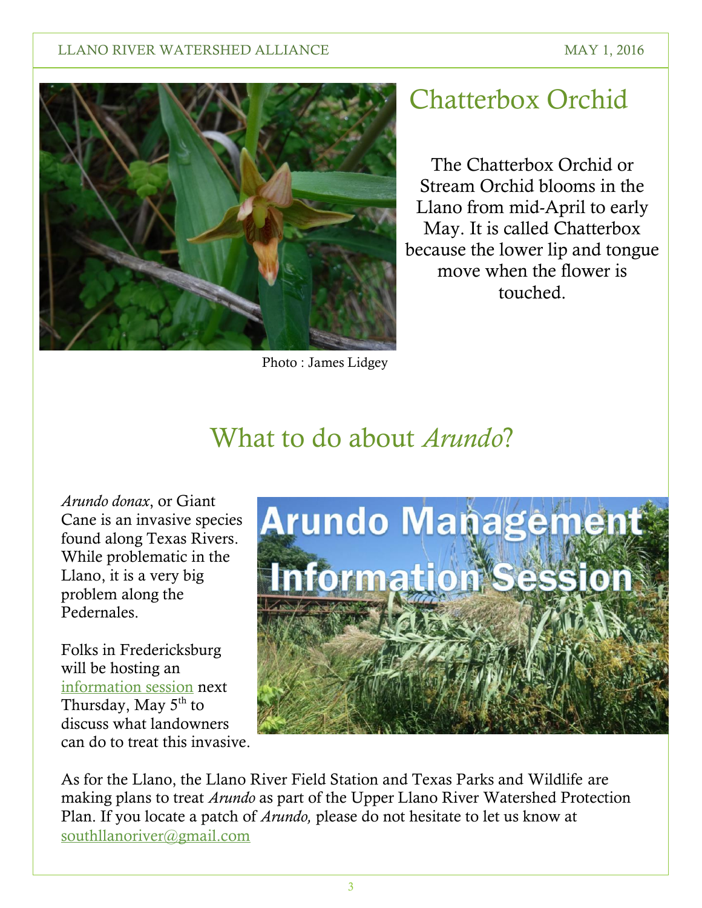## Chatterbox Orchid

Photo : James Lidgey

The Chatterbox Orchid or Stream Orchid blooms in the Llano from mid-April to early May. It is called Chatterbox because the lower lip and tongue move when the flower is touched.

## What to do about *Arundo*?

*Arundo donax*, or Giant Cane is an invasive species found along Texas Rivers. While problematic in the Llano, it is a very big problem along the Pedernales.

Folks in Fredericksburg will be hosting an information session next Thursday, May 5th to discuss what landowners can do to treat this invasive.

As for the Llano, the Llano River Field Station and Texas Parks and Wildlife are making plans to treat *Arundo* as part of the Upper Llano River Watershed Protection Plan. If you locate a patch of *Arundo,* please do not hesitate to let us know at southllanoriver@gmail.com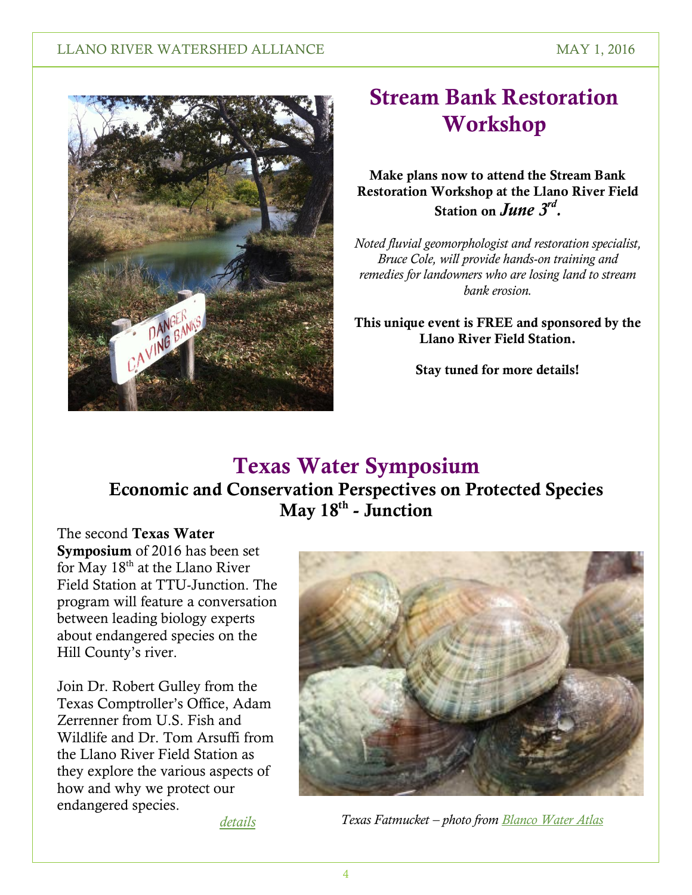# Stream Bank Restoration Workshop

**Make plans now to attend the Stream Bank Restoration Workshop at the Llano River Field Station on *June 3rd*.**

*Noted fluvial geomorphologist and restoration specialist, Bruce Cole, will provide hands-on training and remedies for landowners who are losing land to stream bank erosion.*

**This unique event is FREE and sponsored by the Llano River Field Station.**

**Stay tuned for more details!**

# Texas Water Symposium

## Economic and Conservation Perspectives on Protected Species

## May 18th - Junction

The second **Texas Water Symposium** of 2016 has been set for May 18th at the Llano River Field Station at TTU-Junction. The program will feature a conversation between leading biology experts about endangered species on the Hill County's river.

Join Dr. Robert Gulley from the Texas Comptroller's Office, Adam Zerrenner from U.S. Fish and Wildlife and Dr. Tom Arsuffi from the Llano River Field Station as they explore the various aspects of how and why we protect our endangered species.

*details*

*Texas Fatmucket – photo from Blanco Water Atlas*